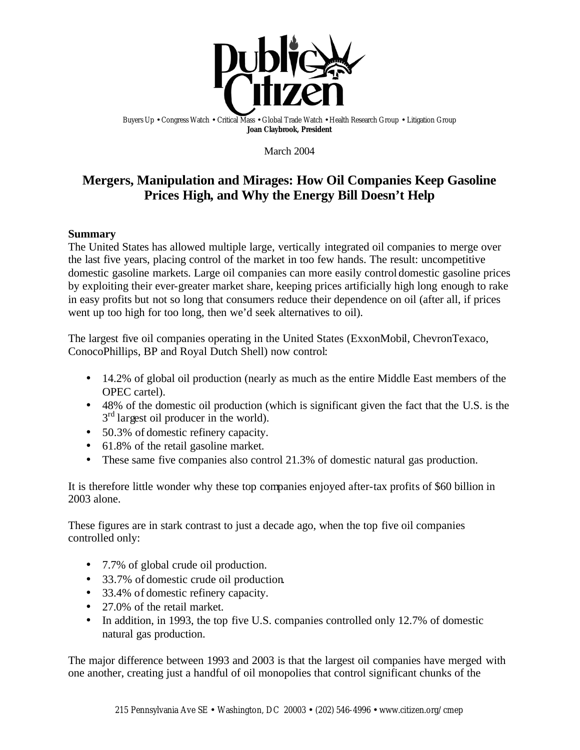Public Citizen

Buyers Up • Congress Watch • Critical Mass • Global Trade Watch • Health Research Group • Litigation Group
**Joan Claybrook, President**

March 2004

# Mergers, Manipulation and Mirages: How Oil Companies Keep Gasoline Prices High, and Why the Energy Bill Doesn't Help

**Summary**

The United States has allowed multiple large, vertically integrated oil companies to merge over the last five years, placing control of the market in too few hands. The result: uncompetitive domestic gasoline markets. Large oil companies can more easily control domestic gasoline prices by exploiting their ever-greater market share, keeping prices artificially high long enough to rake in easy profits but not so long that consumers reduce their dependence on oil (after all, if prices went up too high for too long, then we'd seek alternatives to oil).

The largest five oil companies operating in the United States (ExxonMobil, ChevronTexaco, ConocoPhillips, BP and Royal Dutch Shell) now control:

- 14.2% of global oil production (nearly as much as the entire Middle East members of the OPEC cartel).
- 48% of the domestic oil production (which is significant given the fact that the U.S. is the 3rd largest oil producer in the world).
- 50.3% of domestic refinery capacity.
- 61.8% of the retail gasoline market.
- These same five companies also control 21.3% of domestic natural gas production.

It is therefore little wonder why these top companies enjoyed after-tax profits of $60 billion in 2003 alone.

These figures are in stark contrast to just a decade ago, when the top five oil companies controlled only:

- 7.7% of global crude oil production.
- 33.7% of domestic crude oil production.
- 33.4% of domestic refinery capacity.
- 27.0% of the retail market.
- In addition, in 1993, the top five U.S. companies controlled only 12.7% of domestic natural gas production.

The major difference between 1993 and 2003 is that the largest oil companies have merged with one another, creating just a handful of oil monopolies that control significant chunks of the

215 Pennsylvania Ave SE • Washington, DC 20003 • (202) 546-4996 • www.citizen.org/cmep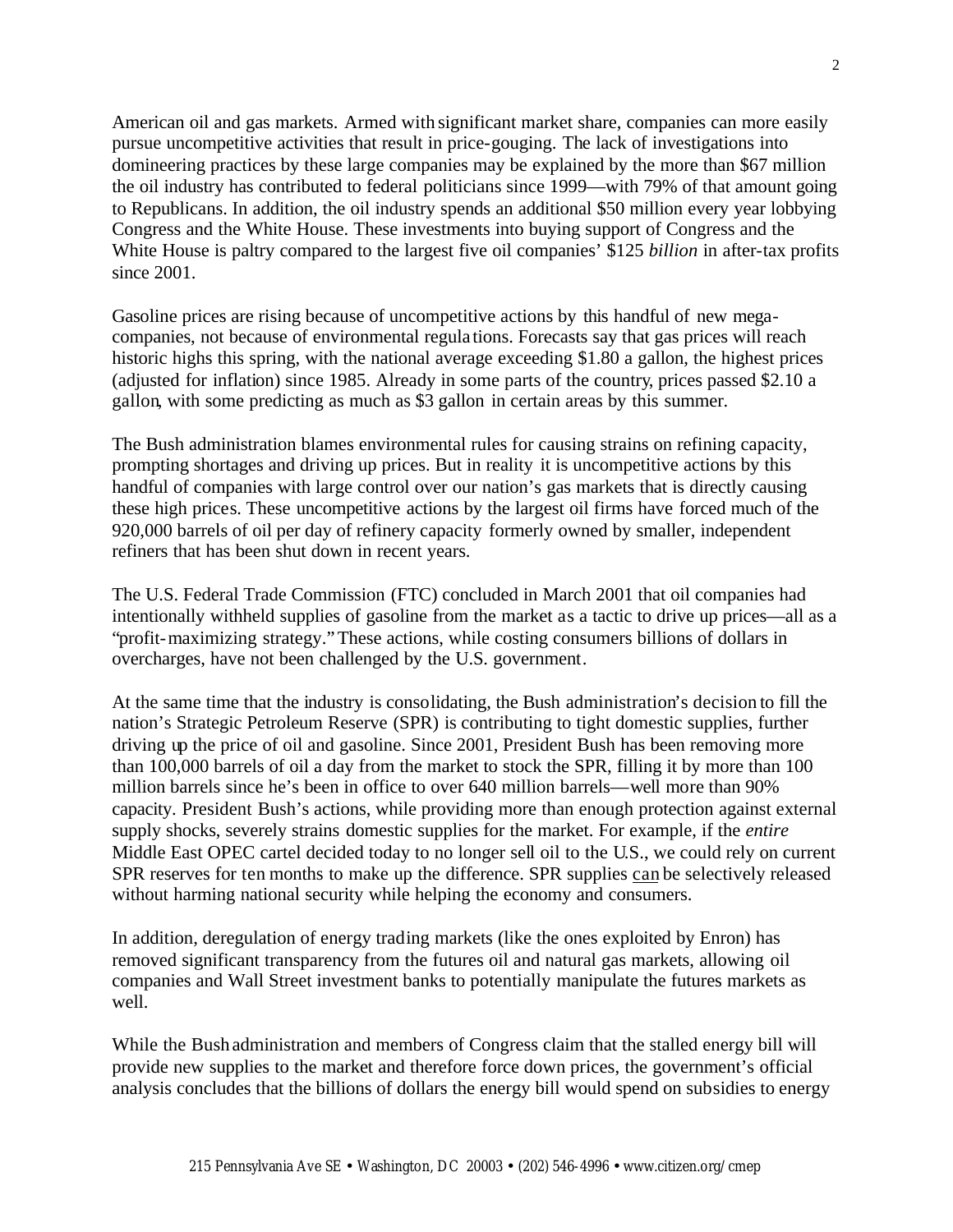American oil and gas markets. Armed with significant market share, companies can more easily pursue uncompetitive activities that result in price-gouging. The lack of investigations into domineering practices by these large companies may be explained by the more than $67 million the oil industry has contributed to federal politicians since 1999—with 79% of that amount going to Republicans. In addition, the oil industry spends an additional $50 million every year lobbying Congress and the White House. These investments into buying support of Congress and the White House is paltry compared to the largest five oil companies' $125 *billion* in after-tax profits since 2001.

Gasoline prices are rising because of uncompetitive actions by this handful of new mega-companies, not because of environmental regulations. Forecasts say that gas prices will reach historic highs this spring, with the national average exceeding $1.80 a gallon, the highest prices (adjusted for inflation) since 1985. Already in some parts of the country, prices passed $2.10 a gallon, with some predicting as much as $3 gallon in certain areas by this summer.

The Bush administration blames environmental rules for causing strains on refining capacity, prompting shortages and driving up prices. But in reality it is uncompetitive actions by this handful of companies with large control over our nation's gas markets that is directly causing these high prices. These uncompetitive actions by the largest oil firms have forced much of the 920,000 barrels of oil per day of refinery capacity formerly owned by smaller, independent refiners that has been shut down in recent years.

The U.S. Federal Trade Commission (FTC) concluded in March 2001 that oil companies had intentionally withheld supplies of gasoline from the market as a tactic to drive up prices—all as a "profit-maximizing strategy." These actions, while costing consumers billions of dollars in overcharges, have not been challenged by the U.S. government.

At the same time that the industry is consolidating, the Bush administration's decision to fill the nation's Strategic Petroleum Reserve (SPR) is contributing to tight domestic supplies, further driving up the price of oil and gasoline. Since 2001, President Bush has been removing more than 100,000 barrels of oil a day from the market to stock the SPR, filling it by more than 100 million barrels since he's been in office to over 640 million barrels—well more than 90% capacity. President Bush's actions, while providing more than enough protection against external supply shocks, severely strains domestic supplies for the market. For example, if the *entire* Middle East OPEC cartel decided today to no longer sell oil to the U.S., we could rely on current SPR reserves for ten months to make up the difference. SPR supplies can be selectively released without harming national security while helping the economy and consumers.

In addition, deregulation of energy trading markets (like the ones exploited by Enron) has removed significant transparency from the futures oil and natural gas markets, allowing oil companies and Wall Street investment banks to potentially manipulate the futures markets as well.

While the Bush administration and members of Congress claim that the stalled energy bill will provide new supplies to the market and therefore force down prices, the government's official analysis concludes that the billions of dollars the energy bill would spend on subsidies to energy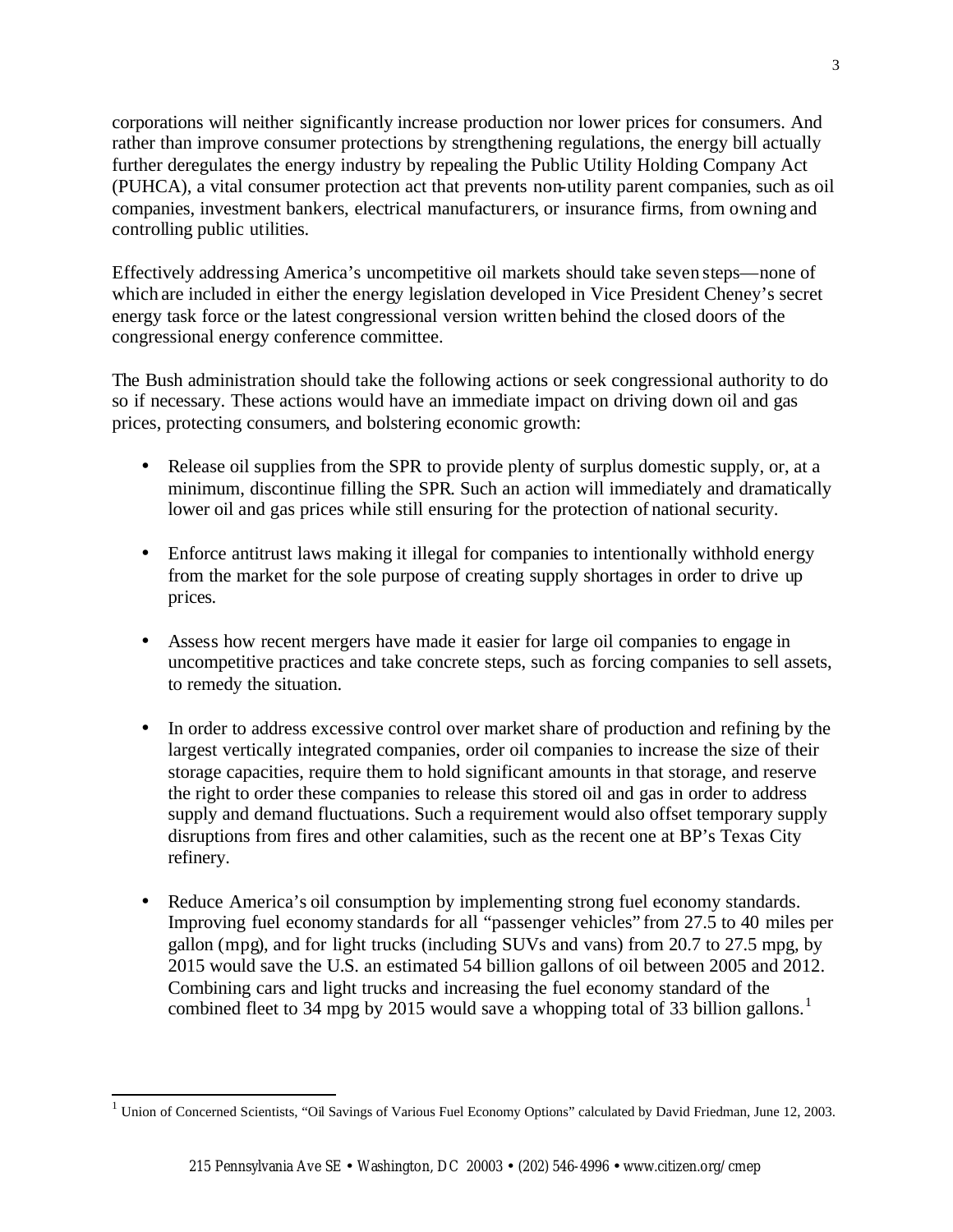corporations will neither significantly increase production nor lower prices for consumers. And rather than improve consumer protections by strengthening regulations, the energy bill actually further deregulates the energy industry by repealing the Public Utility Holding Company Act (PUHCA), a vital consumer protection act that prevents non-utility parent companies, such as oil companies, investment bankers, electrical manufacturers, or insurance firms, from owning and controlling public utilities.

Effectively addressing America's uncompetitive oil markets should take seven steps—none of which are included in either the energy legislation developed in Vice President Cheney's secret energy task force or the latest congressional version written behind the closed doors of the congressional energy conference committee.

The Bush administration should take the following actions or seek congressional authority to do so if necessary. These actions would have an immediate impact on driving down oil and gas prices, protecting consumers, and bolstering economic growth:

- Release oil supplies from the SPR to provide plenty of surplus domestic supply, or, at a minimum, discontinue filling the SPR. Such an action will immediately and dramatically lower oil and gas prices while still ensuring for the protection of national security.

- Enforce antitrust laws making it illegal for companies to intentionally withhold energy from the market for the sole purpose of creating supply shortages in order to drive up prices.

- Assess how recent mergers have made it easier for large oil companies to engage in uncompetitive practices and take concrete steps, such as forcing companies to sell assets, to remedy the situation.

- In order to address excessive control over market share of production and refining by the largest vertically integrated companies, order oil companies to increase the size of their storage capacities, require them to hold significant amounts in that storage, and reserve the right to order these companies to release this stored oil and gas in order to address supply and demand fluctuations. Such a requirement would also offset temporary supply disruptions from fires and other calamities, such as the recent one at BP's Texas City refinery.

- Reduce America's oil consumption by implementing strong fuel economy standards. Improving fuel economy standards for all "passenger vehicles" from 27.5 to 40 miles per gallon (mpg), and for light trucks (including SUVs and vans) from 20.7 to 27.5 mpg, by 2015 would save the U.S. an estimated 54 billion gallons of oil between 2005 and 2012. Combining cars and light trucks and increasing the fuel economy standard of the combined fleet to 34 mpg by 2015 would save a whopping total of 33 billion gallons.[1]

---

[1] Union of Concerned Scientists, "Oil Savings of Various Fuel Economy Options" calculated by David Friedman, June 12, 2003.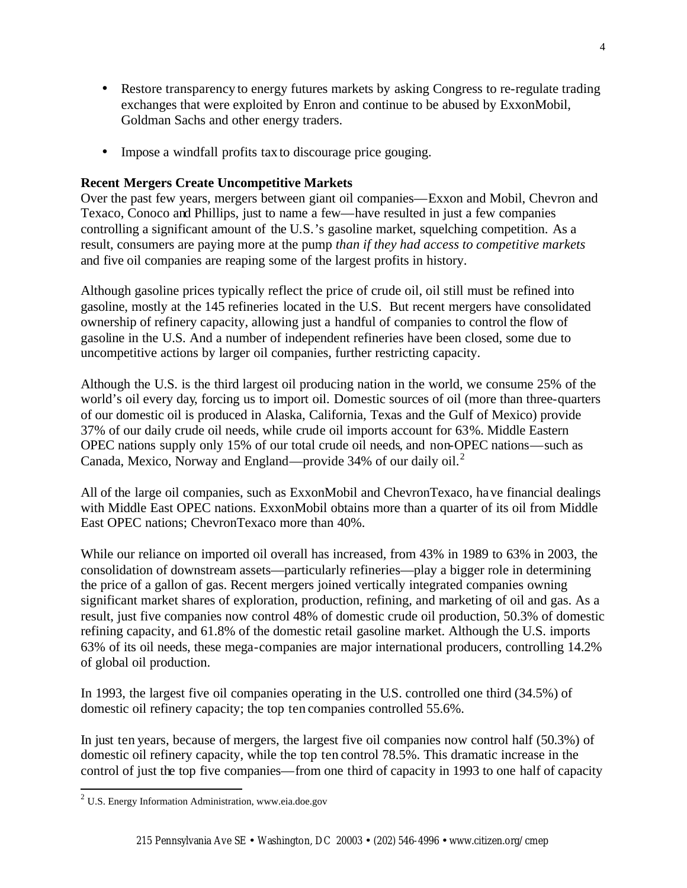- Restore transparency to energy futures markets by asking Congress to re-regulate trading exchanges that were exploited by Enron and continue to be abused by ExxonMobil, Goldman Sachs and other energy traders.

- Impose a windfall profits tax to discourage price gouging.

**Recent Mergers Create Uncompetitive Markets**

Over the past few years, mergers between giant oil companies—Exxon and Mobil, Chevron and Texaco, Conoco and Phillips, just to name a few—have resulted in just a few companies controlling a significant amount of the U.S.'s gasoline market, squelching competition. As a result, consumers are paying more at the pump *than if they had access to competitive markets* and five oil companies are reaping some of the largest profits in history.

Although gasoline prices typically reflect the price of crude oil, oil still must be refined into gasoline, mostly at the 145 refineries located in the U.S. But recent mergers have consolidated ownership of refinery capacity, allowing just a handful of companies to control the flow of gasoline in the U.S. And a number of independent refineries have been closed, some due to uncompetitive actions by larger oil companies, further restricting capacity.

Although the U.S. is the third largest oil producing nation in the world, we consume 25% of the world's oil every day, forcing us to import oil. Domestic sources of oil (more than three-quarters of our domestic oil is produced in Alaska, California, Texas and the Gulf of Mexico) provide 37% of our daily crude oil needs, while crude oil imports account for 63%. Middle Eastern OPEC nations supply only 15% of our total crude oil needs, and non-OPEC nations—such as Canada, Mexico, Norway and England—provide 34% of our daily oil.[2]

All of the large oil companies, such as ExxonMobil and ChevronTexaco, have financial dealings with Middle East OPEC nations. ExxonMobil obtains more than a quarter of its oil from Middle East OPEC nations; ChevronTexaco more than 40%.

While our reliance on imported oil overall has increased, from 43% in 1989 to 63% in 2003, the consolidation of downstream assets—particularly refineries—play a bigger role in determining the price of a gallon of gas. Recent mergers joined vertically integrated companies owning significant market shares of exploration, production, refining, and marketing of oil and gas. As a result, just five companies now control 48% of domestic crude oil production, 50.3% of domestic refining capacity, and 61.8% of the domestic retail gasoline market. Although the U.S. imports 63% of its oil needs, these mega-companies are major international producers, controlling 14.2% of global oil production.

In 1993, the largest five oil companies operating in the U.S. controlled one third (34.5%) of domestic oil refinery capacity; the top ten companies controlled 55.6%.

In just ten years, because of mergers, the largest five oil companies now control half (50.3%) of domestic oil refinery capacity, while the top ten control 78.5%. This dramatic increase in the control of just the top five companies—from one third of capacity in 1993 to one half of capacity

---

[2] U.S. Energy Information Administration, www.eia.doe.gov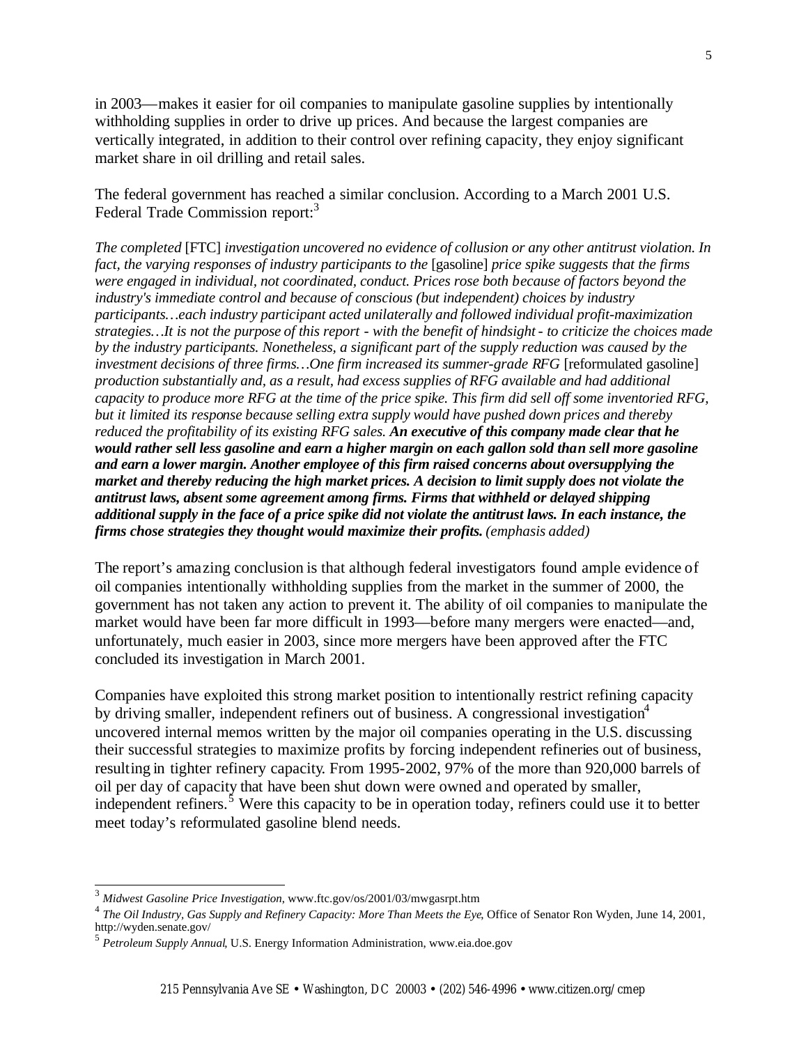in 2003—makes it easier for oil companies to manipulate gasoline supplies by intentionally withholding supplies in order to drive up prices. And because the largest companies are vertically integrated, in addition to their control over refining capacity, they enjoy significant market share in oil drilling and retail sales.

The federal government has reached a similar conclusion. According to a March 2001 U.S. Federal Trade Commission report:[3]

*The completed* [FTC] *investigation uncovered no evidence of collusion or any other antitrust violation. In fact, the varying responses of industry participants to the* [gasoline] *price spike suggests that the firms were engaged in individual, not coordinated, conduct. Prices rose both because of factors beyond the industry's immediate control and because of conscious (but independent) choices by industry participants…each industry participant acted unilaterally and followed individual profit-maximization strategies…It is not the purpose of this report - with the benefit of hindsight - to criticize the choices made by the industry participants. Nonetheless, a significant part of the supply reduction was caused by the investment decisions of three firms…One firm increased its summer-grade RFG* [reformulated gasoline] *production substantially and, as a result, had excess supplies of RFG available and had additional capacity to produce more RFG at the time of the price spike. This firm did sell off some inventoried RFG, but it limited its response because selling extra supply would have pushed down prices and thereby reduced the profitability of its existing RFG sales.* ***An executive of this company made clear that he would rather sell less gasoline and earn a higher margin on each gallon sold than sell more gasoline and earn a lower margin. Another employee of this firm raised concerns about oversupplying the market and thereby reducing the high market prices. A decision to limit supply does not violate the antitrust laws, absent some agreement among firms. Firms that withheld or delayed shipping additional supply in the face of a price spike did not violate the antitrust laws. In each instance, the firms chose strategies they thought would maximize their profits.*** *(emphasis added)*

The report's amazing conclusion is that although federal investigators found ample evidence of oil companies intentionally withholding supplies from the market in the summer of 2000, the government has not taken any action to prevent it. The ability of oil companies to manipulate the market would have been far more difficult in 1993—before many mergers were enacted—and, unfortunately, much easier in 2003, since more mergers have been approved after the FTC concluded its investigation in March 2001.

Companies have exploited this strong market position to intentionally restrict refining capacity by driving smaller, independent refiners out of business. A congressional investigation[4] uncovered internal memos written by the major oil companies operating in the U.S. discussing their successful strategies to maximize profits by forcing independent refineries out of business, resulting in tighter refinery capacity. From 1995-2002, 97% of the more than 920,000 barrels of oil per day of capacity that have been shut down were owned and operated by smaller, independent refiners.[5] Were this capacity to be in operation today, refiners could use it to better meet today's reformulated gasoline blend needs.

---

[3] *Midwest Gasoline Price Investigation*, www.ftc.gov/os/2001/03/mwgasrpt.htm

[4] *The Oil Industry, Gas Supply and Refinery Capacity: More Than Meets the Eye*, Office of Senator Ron Wyden, June 14, 2001, http://wyden.senate.gov/

[5] *Petroleum Supply Annual*, U.S. Energy Information Administration, www.eia.doe.gov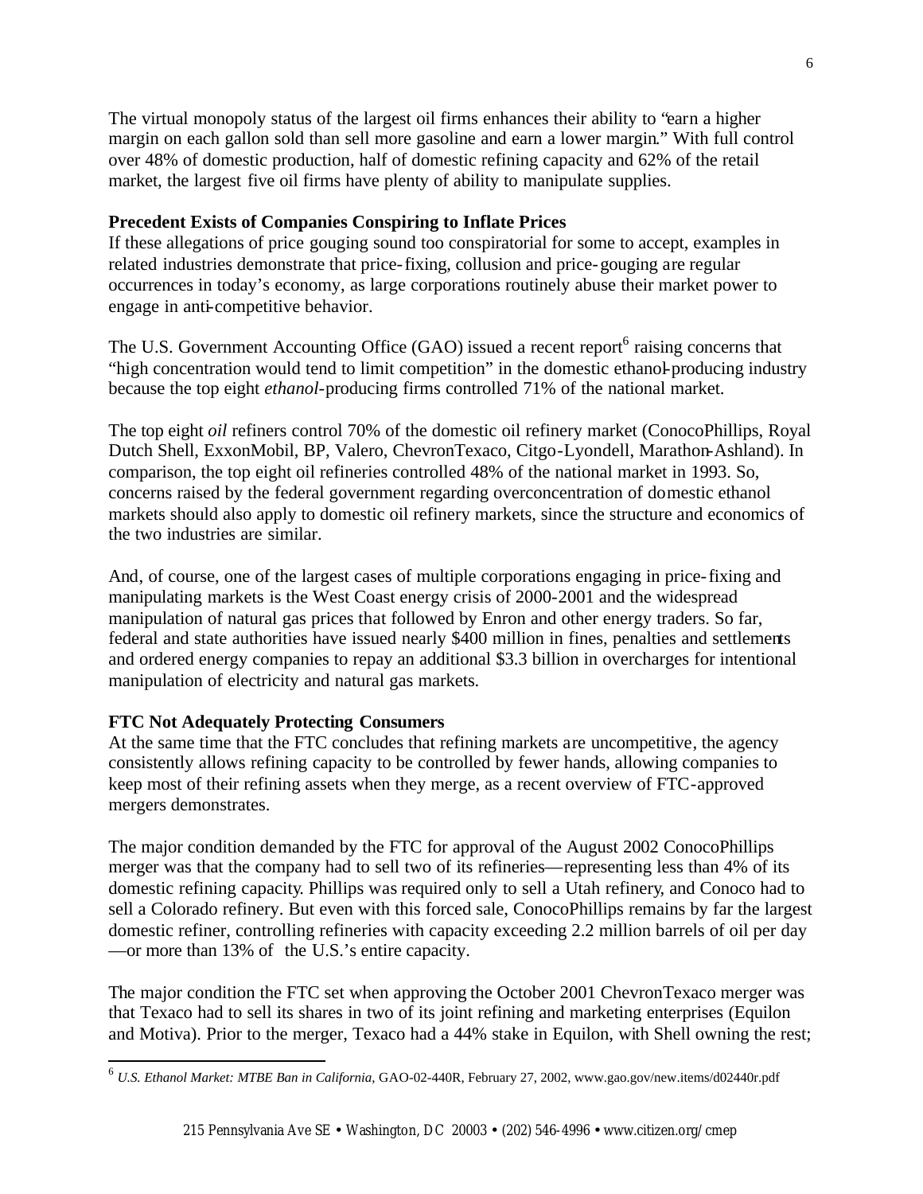The virtual monopoly status of the largest oil firms enhances their ability to "earn a higher margin on each gallon sold than sell more gasoline and earn a lower margin." With full control over 48% of domestic production, half of domestic refining capacity and 62% of the retail market, the largest five oil firms have plenty of ability to manipulate supplies.

**Precedent Exists of Companies Conspiring to Inflate Prices**

If these allegations of price gouging sound too conspiratorial for some to accept, examples in related industries demonstrate that price-fixing, collusion and price-gouging are regular occurrences in today's economy, as large corporations routinely abuse their market power to engage in anti-competitive behavior.

The U.S. Government Accounting Office (GAO) issued a recent report[6] raising concerns that "high concentration would tend to limit competition" in the domestic ethanol-producing industry because the top eight *ethanol*-producing firms controlled 71% of the national market.

The top eight *oil* refiners control 70% of the domestic oil refinery market (ConocoPhillips, Royal Dutch Shell, ExxonMobil, BP, Valero, ChevronTexaco, Citgo-Lyondell, Marathon-Ashland). In comparison, the top eight oil refineries controlled 48% of the national market in 1993. So, concerns raised by the federal government regarding overconcentration of domestic ethanol markets should also apply to domestic oil refinery markets, since the structure and economics of the two industries are similar.

And, of course, one of the largest cases of multiple corporations engaging in price-fixing and manipulating markets is the West Coast energy crisis of 2000-2001 and the widespread manipulation of natural gas prices that followed by Enron and other energy traders. So far, federal and state authorities have issued nearly $400 million in fines, penalties and settlements and ordered energy companies to repay an additional $3.3 billion in overcharges for intentional manipulation of electricity and natural gas markets.

**FTC Not Adequately Protecting Consumers**

At the same time that the FTC concludes that refining markets are uncompetitive, the agency consistently allows refining capacity to be controlled by fewer hands, allowing companies to keep most of their refining assets when they merge, as a recent overview of FTC-approved mergers demonstrates.

The major condition demanded by the FTC for approval of the August 2002 ConocoPhillips merger was that the company had to sell two of its refineries—representing less than 4% of its domestic refining capacity. Phillips was required only to sell a Utah refinery, and Conoco had to sell a Colorado refinery. But even with this forced sale, ConocoPhillips remains by far the largest domestic refiner, controlling refineries with capacity exceeding 2.2 million barrels of oil per day—or more than 13% of the U.S.'s entire capacity.

The major condition the FTC set when approving the October 2001 ChevronTexaco merger was that Texaco had to sell its shares in two of its joint refining and marketing enterprises (Equilon and Motiva). Prior to the merger, Texaco had a 44% stake in Equilon, with Shell owning the rest;

[6] *U.S. Ethanol Market: MTBE Ban in California*, GAO-02-440R, February 27, 2002, www.gao.gov/new.items/d02440r.pdf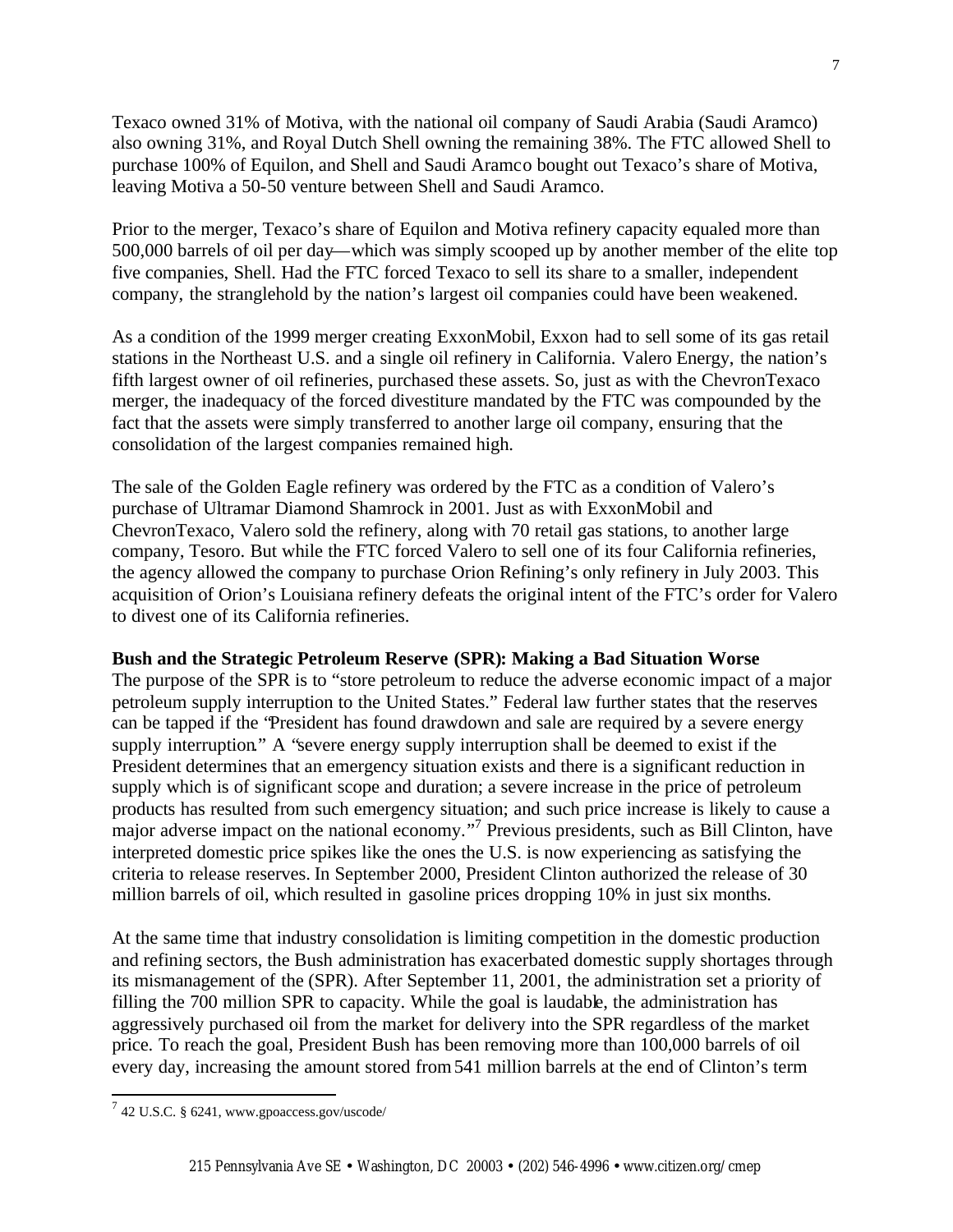Texaco owned 31% of Motiva, with the national oil company of Saudi Arabia (Saudi Aramco) also owning 31%, and Royal Dutch Shell owning the remaining 38%. The FTC allowed Shell to purchase 100% of Equilon, and Shell and Saudi Aramco bought out Texaco's share of Motiva, leaving Motiva a 50-50 venture between Shell and Saudi Aramco.

Prior to the merger, Texaco's share of Equilon and Motiva refinery capacity equaled more than 500,000 barrels of oil per day—which was simply scooped up by another member of the elite top five companies, Shell. Had the FTC forced Texaco to sell its share to a smaller, independent company, the stranglehold by the nation's largest oil companies could have been weakened.

As a condition of the 1999 merger creating ExxonMobil, Exxon had to sell some of its gas retail stations in the Northeast U.S. and a single oil refinery in California. Valero Energy, the nation's fifth largest owner of oil refineries, purchased these assets. So, just as with the ChevronTexaco merger, the inadequacy of the forced divestiture mandated by the FTC was compounded by the fact that the assets were simply transferred to another large oil company, ensuring that the consolidation of the largest companies remained high.

The sale of the Golden Eagle refinery was ordered by the FTC as a condition of Valero's purchase of Ultramar Diamond Shamrock in 2001. Just as with ExxonMobil and ChevronTexaco, Valero sold the refinery, along with 70 retail gas stations, to another large company, Tesoro. But while the FTC forced Valero to sell one of its four California refineries, the agency allowed the company to purchase Orion Refining's only refinery in July 2003. This acquisition of Orion's Louisiana refinery defeats the original intent of the FTC's order for Valero to divest one of its California refineries.

**Bush and the Strategic Petroleum Reserve (SPR): Making a Bad Situation Worse**

The purpose of the SPR is to "store petroleum to reduce the adverse economic impact of a major petroleum supply interruption to the United States." Federal law further states that the reserves can be tapped if the "President has found drawdown and sale are required by a severe energy supply interruption." A "severe energy supply interruption shall be deemed to exist if the President determines that an emergency situation exists and there is a significant reduction in supply which is of significant scope and duration; a severe increase in the price of petroleum products has resulted from such emergency situation; and such price increase is likely to cause a major adverse impact on the national economy."[7] Previous presidents, such as Bill Clinton, have interpreted domestic price spikes like the ones the U.S. is now experiencing as satisfying the criteria to release reserves. In September 2000, President Clinton authorized the release of 30 million barrels of oil, which resulted in gasoline prices dropping 10% in just six months.

At the same time that industry consolidation is limiting competition in the domestic production and refining sectors, the Bush administration has exacerbated domestic supply shortages through its mismanagement of the (SPR). After September 11, 2001, the administration set a priority of filling the 700 million SPR to capacity. While the goal is laudable, the administration has aggressively purchased oil from the market for delivery into the SPR regardless of the market price. To reach the goal, President Bush has been removing more than 100,000 barrels of oil every day, increasing the amount stored from 541 million barrels at the end of Clinton's term

[7] 42 U.S.C. § 6241, www.gpoaccess.gov/uscode/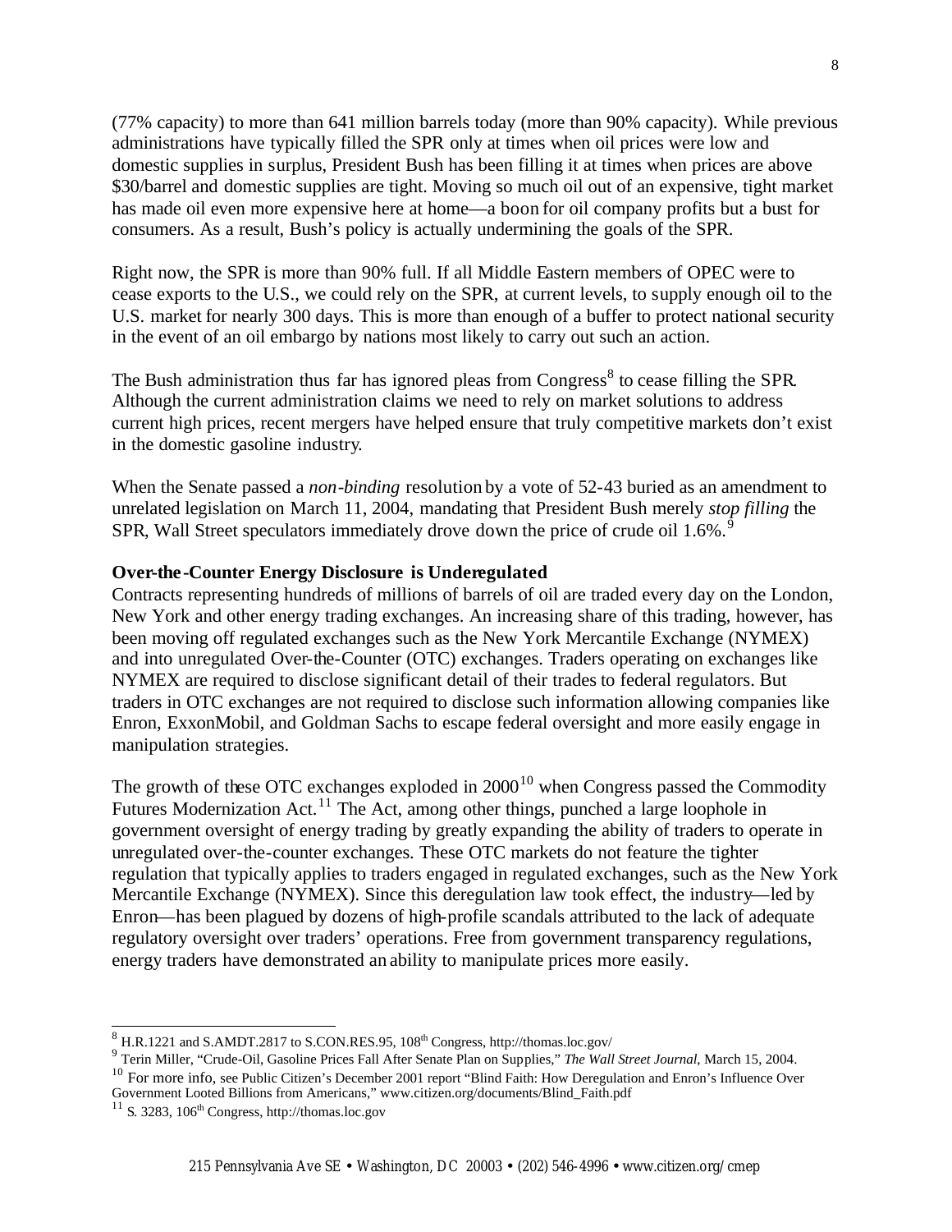(77% capacity) to more than 641 million barrels today (more than 90% capacity). While previous administrations have typically filled the SPR only at times when oil prices were low and domestic supplies in surplus, President Bush has been filling it at times when prices are above $30/barrel and domestic supplies are tight. Moving so much oil out of an expensive, tight market has made oil even more expensive here at home—a boon for oil company profits but a bust for consumers. As a result, Bush's policy is actually undermining the goals of the SPR.

Right now, the SPR is more than 90% full. If all Middle Eastern members of OPEC were to cease exports to the U.S., we could rely on the SPR, at current levels, to supply enough oil to the U.S. market for nearly 300 days. This is more than enough of a buffer to protect national security in the event of an oil embargo by nations most likely to carry out such an action.

The Bush administration thus far has ignored pleas from Congress[8] to cease filling the SPR. Although the current administration claims we need to rely on market solutions to address current high prices, recent mergers have helped ensure that truly competitive markets don't exist in the domestic gasoline industry.

When the Senate passed a *non-binding* resolution by a vote of 52-43 buried as an amendment to unrelated legislation on March 11, 2004, mandating that President Bush merely *stop filling* the SPR, Wall Street speculators immediately drove down the price of crude oil 1.6%.[9]

**Over-the-Counter Energy Disclosure is Underegulated**

Contracts representing hundreds of millions of barrels of oil are traded every day on the London, New York and other energy trading exchanges. An increasing share of this trading, however, has been moving off regulated exchanges such as the New York Mercantile Exchange (NYMEX) and into unregulated Over-the-Counter (OTC) exchanges. Traders operating on exchanges like NYMEX are required to disclose significant detail of their trades to federal regulators. But traders in OTC exchanges are not required to disclose such information allowing companies like Enron, ExxonMobil, and Goldman Sachs to escape federal oversight and more easily engage in manipulation strategies.

The growth of these OTC exchanges exploded in 2000[10] when Congress passed the Commodity Futures Modernization Act.[11] The Act, among other things, punched a large loophole in government oversight of energy trading by greatly expanding the ability of traders to operate in unregulated over-the-counter exchanges. These OTC markets do not feature the tighter regulation that typically applies to traders engaged in regulated exchanges, such as the New York Mercantile Exchange (NYMEX). Since this deregulation law took effect, the industry—led by Enron—has been plagued by dozens of high-profile scandals attributed to the lack of adequate regulatory oversight over traders' operations. Free from government transparency regulations, energy traders have demonstrated an ability to manipulate prices more easily.

---

[8] H.R.1221 and S.AMDT.2817 to S.CON.RES.95, 108th Congress, http://thomas.loc.gov/

[9] Terin Miller, "Crude-Oil, Gasoline Prices Fall After Senate Plan on Supplies," *The Wall Street Journal*, March 15, 2004.

[10] For more info, see Public Citizen's December 2001 report "Blind Faith: How Deregulation and Enron's Influence Over Government Looted Billions from Americans," www.citizen.org/documents/Blind_Faith.pdf

[11] S. 3283, 106th Congress, http://thomas.loc.gov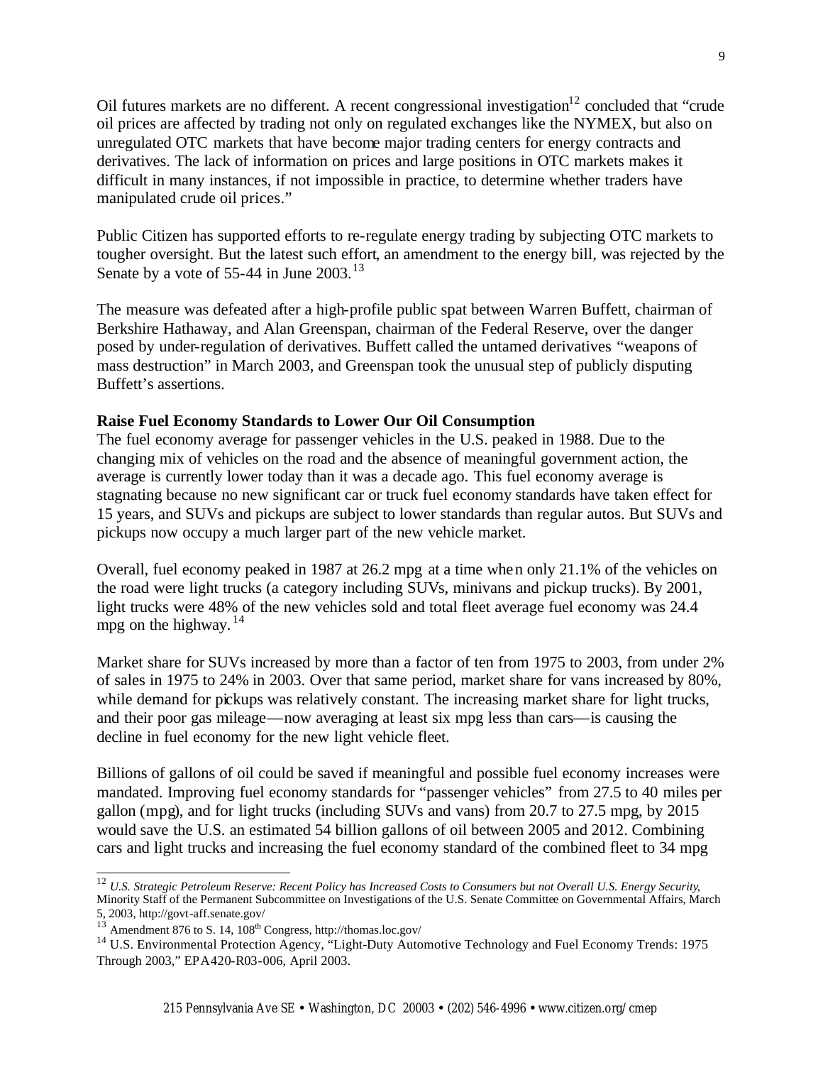Oil futures markets are no different. A recent congressional investigation[12] concluded that "crude oil prices are affected by trading not only on regulated exchanges like the NYMEX, but also on unregulated OTC markets that have become major trading centers for energy contracts and derivatives. The lack of information on prices and large positions in OTC markets makes it difficult in many instances, if not impossible in practice, to determine whether traders have manipulated crude oil prices."

Public Citizen has supported efforts to re-regulate energy trading by subjecting OTC markets to tougher oversight. But the latest such effort, an amendment to the energy bill, was rejected by the Senate by a vote of 55-44 in June 2003.[13]

The measure was defeated after a high-profile public spat between Warren Buffett, chairman of Berkshire Hathaway, and Alan Greenspan, chairman of the Federal Reserve, over the danger posed by under-regulation of derivatives. Buffett called the untamed derivatives "weapons of mass destruction" in March 2003, and Greenspan took the unusual step of publicly disputing Buffett's assertions.

**Raise Fuel Economy Standards to Lower Our Oil Consumption**

The fuel economy average for passenger vehicles in the U.S. peaked in 1988. Due to the changing mix of vehicles on the road and the absence of meaningful government action, the average is currently lower today than it was a decade ago. This fuel economy average is stagnating because no new significant car or truck fuel economy standards have taken effect for 15 years, and SUVs and pickups are subject to lower standards than regular autos. But SUVs and pickups now occupy a much larger part of the new vehicle market.

Overall, fuel economy peaked in 1987 at 26.2 mpg at a time when only 21.1% of the vehicles on the road were light trucks (a category including SUVs, minivans and pickup trucks). By 2001, light trucks were 48% of the new vehicles sold and total fleet average fuel economy was 24.4 mpg on the highway.[14]

Market share for SUVs increased by more than a factor of ten from 1975 to 2003, from under 2% of sales in 1975 to 24% in 2003. Over that same period, market share for vans increased by 80%, while demand for pickups was relatively constant. The increasing market share for light trucks, and their poor gas mileage—now averaging at least six mpg less than cars—is causing the decline in fuel economy for the new light vehicle fleet.

Billions of gallons of oil could be saved if meaningful and possible fuel economy increases were mandated. Improving fuel economy standards for "passenger vehicles" from 27.5 to 40 miles per gallon (mpg), and for light trucks (including SUVs and vans) from 20.7 to 27.5 mpg, by 2015 would save the U.S. an estimated 54 billion gallons of oil between 2005 and 2012. Combining cars and light trucks and increasing the fuel economy standard of the combined fleet to 34 mpg

---

[12] *U.S. Strategic Petroleum Reserve: Recent Policy has Increased Costs to Consumers but not Overall U.S. Energy Security*, Minority Staff of the Permanent Subcommittee on Investigations of the U.S. Senate Committee on Governmental Affairs, March 5, 2003, http://govt-aff.senate.gov/

[13] Amendment 876 to S. 14, 108th Congress, http://thomas.loc.gov/

[14] U.S. Environmental Protection Agency, "Light-Duty Automotive Technology and Fuel Economy Trends: 1975 Through 2003," EPA420-R03-006, April 2003.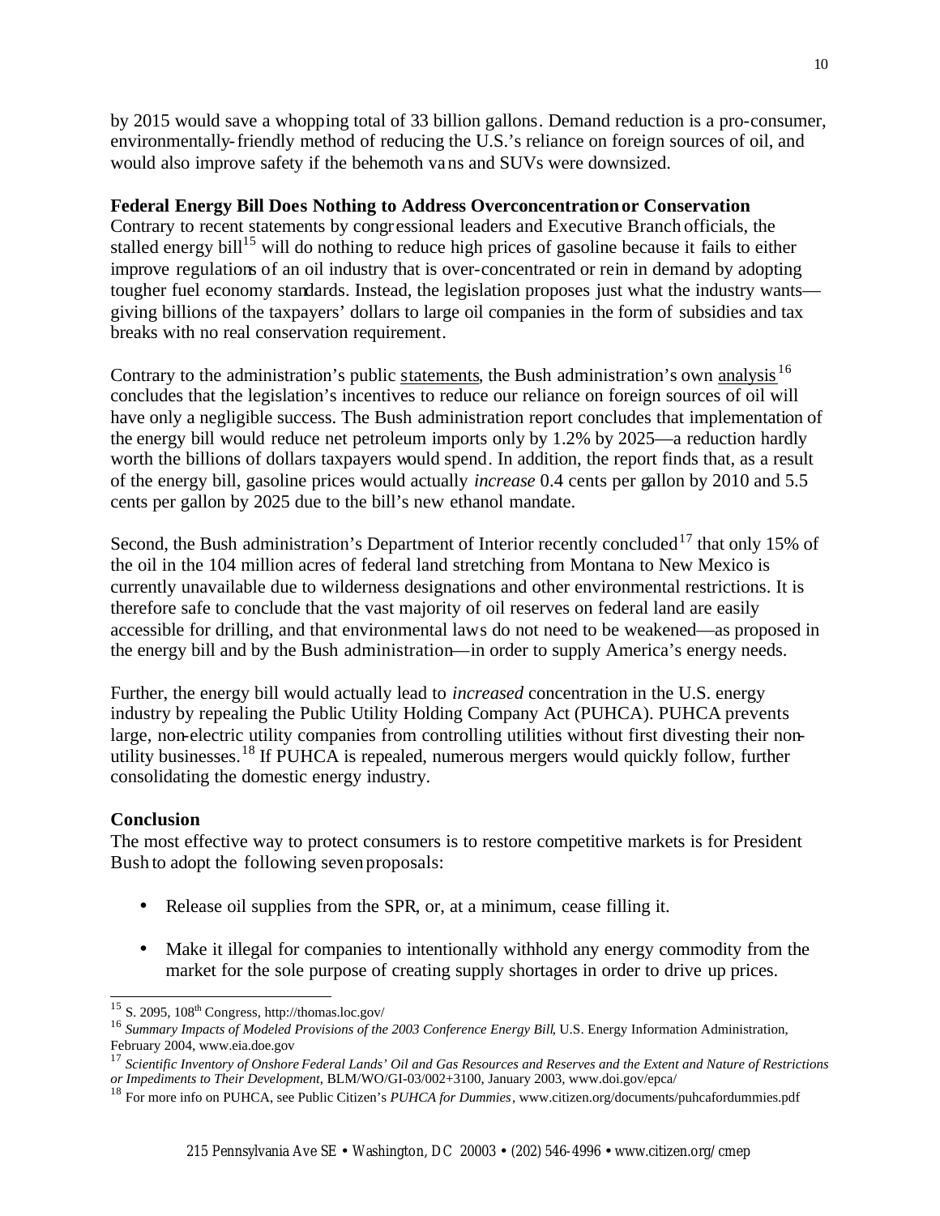by 2015 would save a whopping total of 33 billion gallons. Demand reduction is a pro-consumer, environmentally-friendly method of reducing the U.S.'s reliance on foreign sources of oil, and would also improve safety if the behemoth vans and SUVs were downsized.

**Federal Energy Bill Does Nothing to Address Overconcentration or Conservation**

Contrary to recent statements by congressional leaders and Executive Branch officials, the stalled energy bill[15] will do nothing to reduce high prices of gasoline because it fails to either improve regulations of an oil industry that is over-concentrated or rein in demand by adopting tougher fuel economy standards. Instead, the legislation proposes just what the industry wants—giving billions of the taxpayers' dollars to large oil companies in the form of subsidies and tax breaks with no real conservation requirement.

Contrary to the administration's public statements, the Bush administration's own analysis[16] concludes that the legislation's incentives to reduce our reliance on foreign sources of oil will have only a negligible success. The Bush administration report concludes that implementation of the energy bill would reduce net petroleum imports only by 1.2% by 2025—a reduction hardly worth the billions of dollars taxpayers would spend. In addition, the report finds that, as a result of the energy bill, gasoline prices would actually *increase* 0.4 cents per gallon by 2010 and 5.5 cents per gallon by 2025 due to the bill's new ethanol mandate.

Second, the Bush administration's Department of Interior recently concluded[17] that only 15% of the oil in the 104 million acres of federal land stretching from Montana to New Mexico is currently unavailable due to wilderness designations and other environmental restrictions. It is therefore safe to conclude that the vast majority of oil reserves on federal land are easily accessible for drilling, and that environmental laws do not need to be weakened—as proposed in the energy bill and by the Bush administration—in order to supply America's energy needs.

Further, the energy bill would actually lead to *increased* concentration in the U.S. energy industry by repealing the Public Utility Holding Company Act (PUHCA). PUHCA prevents large, non-electric utility companies from controlling utilities without first divesting their non-utility businesses.[18] If PUHCA is repealed, numerous mergers would quickly follow, further consolidating the domestic energy industry.

**Conclusion**

The most effective way to protect consumers is to restore competitive markets is for President Bush to adopt the following seven proposals:

- Release oil supplies from the SPR, or, at a minimum, cease filling it.
- Make it illegal for companies to intentionally withhold any energy commodity from the market for the sole purpose of creating supply shortages in order to drive up prices.

---

[15] S. 2095, 108th Congress, http://thomas.loc.gov/

[16] *Summary Impacts of Modeled Provisions of the 2003 Conference Energy Bill*, U.S. Energy Information Administration, February 2004, www.eia.doe.gov

[17] *Scientific Inventory of Onshore Federal Lands' Oil and Gas Resources and Reserves and the Extent and Nature of Restrictions or Impediments to Their Development*, BLM/WO/GI-03/002+3100, January 2003, www.doi.gov/epca/

[18] For more info on PUHCA, see Public Citizen's *PUHCA for Dummies*, www.citizen.org/documents/puhcafordummies.pdf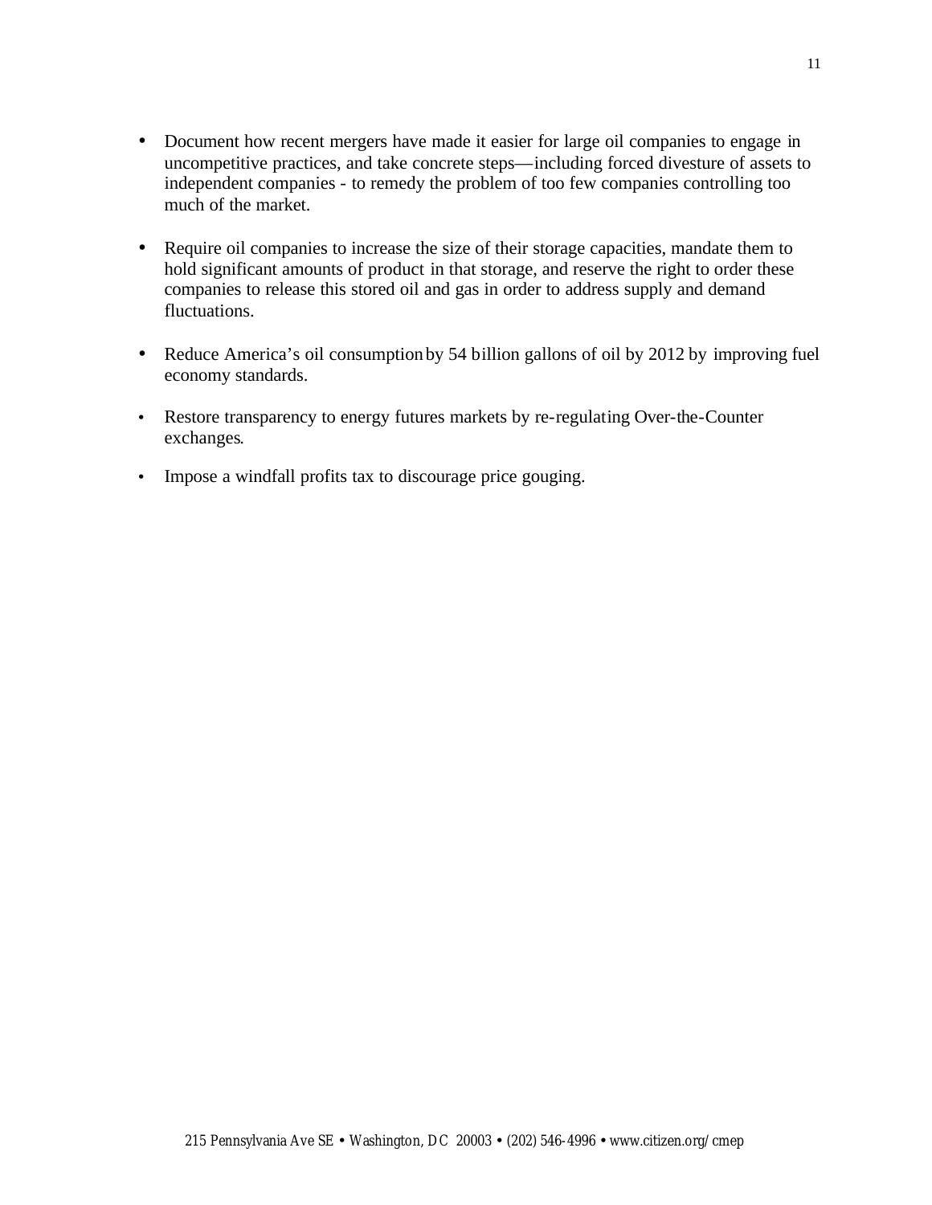- Document how recent mergers have made it easier for large oil companies to engage in uncompetitive practices, and take concrete steps—including forced divesture of assets to independent companies - to remedy the problem of too few companies controlling too much of the market.

- Require oil companies to increase the size of their storage capacities, mandate them to hold significant amounts of product in that storage, and reserve the right to order these companies to release this stored oil and gas in order to address supply and demand fluctuations.

- Reduce America's oil consumption by 54 billion gallons of oil by 2012 by improving fuel economy standards.

- Restore transparency to energy futures markets by re-regulating Over-the-Counter exchanges.

- Impose a windfall profits tax to discourage price gouging.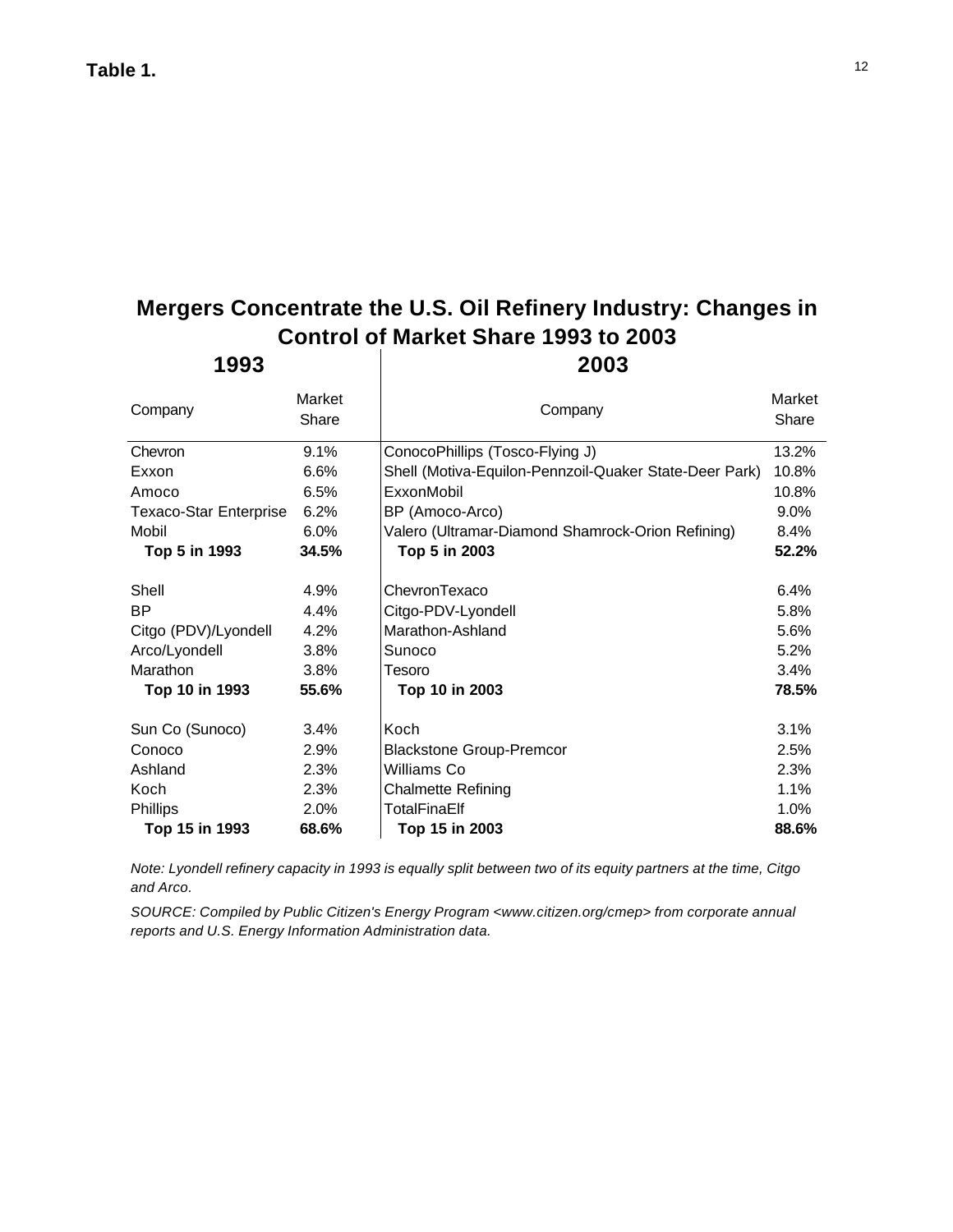**Table 1.**

## Mergers Concentrate the U.S. Oil Refinery Industry: Changes in Control of Market Share 1993 to 2003

| 1993 | | 2003 | |
|---|---|---|---|
| Company | Market Share | Company | Market Share |
| Chevron | 9.1% | ConocoPhillips (Tosco-Flying J) | 13.2% |
| Exxon | 6.6% | Shell (Motiva-Equilon-Pennzoil-Quaker State-Deer Park) | 10.8% |
| Amoco | 6.5% | ExxonMobil | 10.8% |
| Texaco-Star Enterprise | 6.2% | BP (Amoco-Arco) | 9.0% |
| Mobil | 6.0% | Valero (Ultramar-Diamond Shamrock-Orion Refining) | 8.4% |
| **Top 5 in 1993** | **34.5%** | **Top 5 in 2003** | **52.2%** |
| Shell | 4.9% | ChevronTexaco | 6.4% |
| BP | 4.4% | Citgo-PDV-Lyondell | 5.8% |
| Citgo (PDV)/Lyondell | 4.2% | Marathon-Ashland | 5.6% |
| Arco/Lyondell | 3.8% | Sunoco | 5.2% |
| Marathon | 3.8% | Tesoro | 3.4% |
| **Top 10 in 1993** | **55.6%** | **Top 10 in 2003** | **78.5%** |
| Sun Co (Sunoco) | 3.4% | Koch | 3.1% |
| Conoco | 2.9% | Blackstone Group-Premcor | 2.5% |
| Ashland | 2.3% | Williams Co | 2.3% |
| Koch | 2.3% | Chalmette Refining | 1.1% |
| Phillips | 2.0% | TotalFinaElf | 1.0% |
| **Top 15 in 1993** | **68.6%** | **Top 15 in 2003** | **88.6%** |

*Note: Lyondell refinery capacity in 1993 is equally split between two of its equity partners at the time, Citgo and Arco.*

*SOURCE: Compiled by Public Citizen's Energy Program <www.citizen.org/cmep> from corporate annual reports and U.S. Energy Information Administration data.*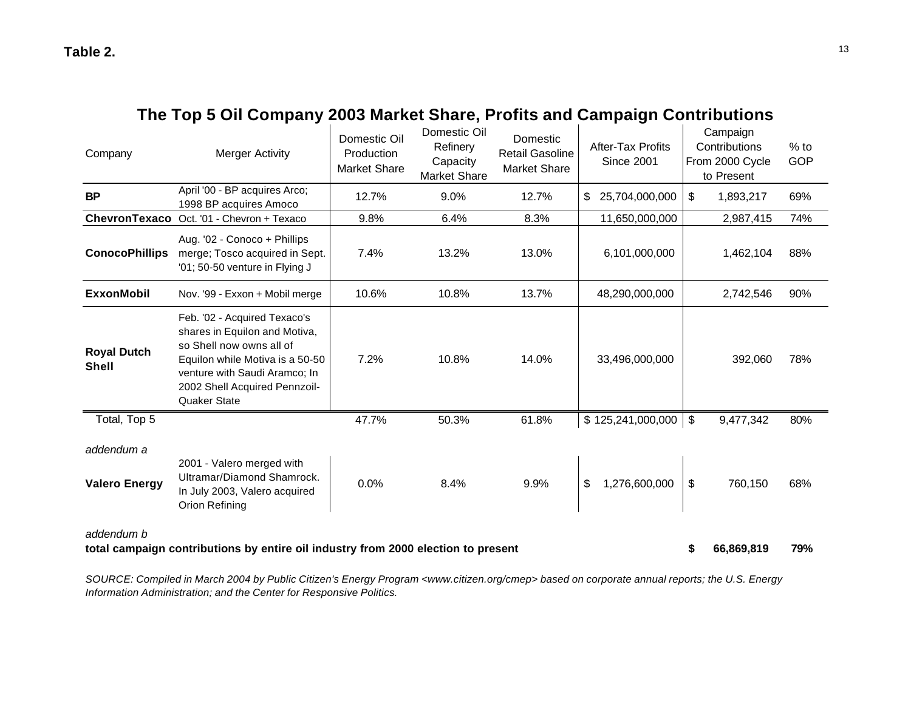**Table 2.**

## The Top 5 Oil Company 2003 Market Share, Profits and Campaign Contributions

| Company | Merger Activity | Domestic Oil Production Market Share | Domestic Oil Refinery Capacity Market Share | Domestic Retail Gasoline Market Share | After-Tax Profits Since 2001 | Campaign Contributions From 2000 Cycle to Present | % to GOP |
|---|---|---|---|---|---|---|---|
| **BP** | April '00 - BP acquires Arco; 1998 BP acquires Amoco | 12.7% | 9.0% | 12.7% | $ 25,704,000,000 | $ 1,893,217 | 69% |
| **ChevronTexaco** | Oct. '01 - Chevron + Texaco | 9.8% | 6.4% | 8.3% | 11,650,000,000 | 2,987,415 | 74% |
| **ConocoPhillips** | Aug. '02 - Conoco + Phillips merge; Tosco acquired in Sept. '01; 50-50 venture in Flying J | 7.4% | 13.2% | 13.0% | 6,101,000,000 | 1,462,104 | 88% |
| **ExxonMobil** | Nov. '99 - Exxon + Mobil merge | 10.6% | 10.8% | 13.7% | 48,290,000,000 | 2,742,546 | 90% |
| **Royal Dutch Shell** | Feb. '02 - Acquired Texaco's shares in Equilon and Motiva, so Shell now owns all of Equilon while Motiva is a 50-50 venture with Saudi Aramco; In 2002 Shell Acquired Pennzoil-Quaker State | 7.2% | 10.8% | 14.0% | 33,496,000,000 | 392,060 | 78% |
| Total, Top 5 | | 47.7% | 50.3% | 61.8% | $ 125,241,000,000 | $ 9,477,342 | 80% |
| *addendum a* | | | | | | | |
| **Valero Energy** | 2001 - Valero merged with Ultramar/Diamond Shamrock. In July 2003, Valero acquired Orion Refining | 0.0% | 8.4% | 9.9% | $ 1,276,600,000 | $ 760,150 | 68% |
| *addendum b* | | | | | | | |
| **total campaign contributions by entire oil industry from 2000 election to present** | | | | | | **$ 66,869,819** | **79%** |

*SOURCE: Compiled in March 2004 by Public Citizen's Energy Program <www.citizen.org/cmep> based on corporate annual reports; the U.S. Energy Information Administration; and the Center for Responsive Politics.*